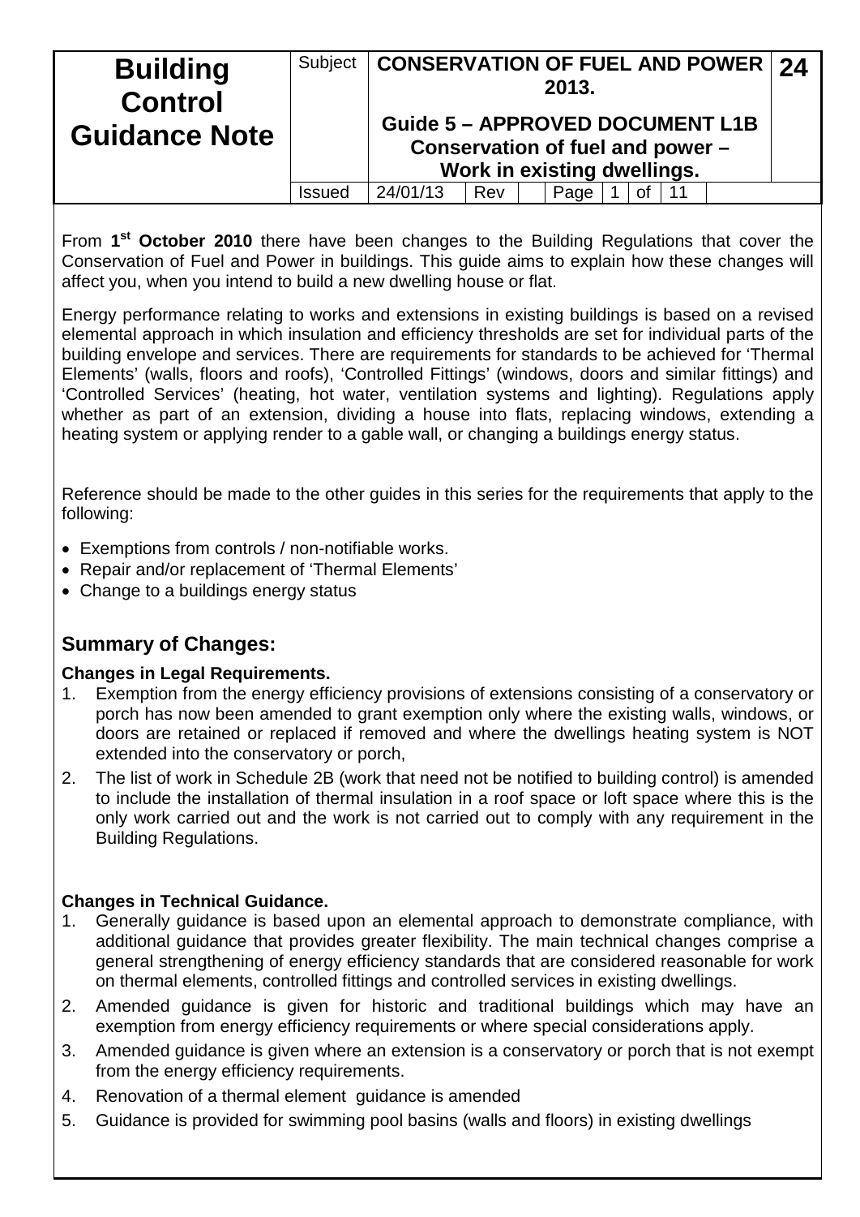| Building Control Guidance Note | Subject | CONSERVATION OF FUEL AND POWER 2013. Guide 5 – APPROVED DOCUMENT L1B Conservation of fuel and power – Work in existing dwellings. | 24 |
| --- | --- | --- | --- |
| | Issued | 24/01/13 Rev | |

From **1st October 2010** there have been changes to the Building Regulations that cover the Conservation of Fuel and Power in buildings. This guide aims to explain how these changes will affect you, when you intend to build a new dwelling house or flat.

Energy performance relating to works and extensions in existing buildings is based on a revised elemental approach in which insulation and efficiency thresholds are set for individual parts of the building envelope and services. There are requirements for standards to be achieved for 'Thermal Elements' (walls, floors and roofs), 'Controlled Fittings' (windows, doors and similar fittings) and 'Controlled Services' (heating, hot water, ventilation systems and lighting). Regulations apply whether as part of an extension, dividing a house into flats, replacing windows, extending a heating system or applying render to a gable wall, or changing a buildings energy status.

Reference should be made to the other guides in this series for the requirements that apply to the following:

- Exemptions from controls / non-notifiable works.
- Repair and/or replacement of 'Thermal Elements'
- Change to a buildings energy status

## Summary of Changes:

**Changes in Legal Requirements.**

1. Exemption from the energy efficiency provisions of extensions consisting of a conservatory or porch has now been amended to grant exemption only where the existing walls, windows, or doors are retained or replaced if removed and where the dwellings heating system is NOT extended into the conservatory or porch,
2. The list of work in Schedule 2B (work that need not be notified to building control) is amended to include the installation of thermal insulation in a roof space or loft space where this is the only work carried out and the work is not carried out to comply with any requirement in the Building Regulations.

**Changes in Technical Guidance.**

1. Generally guidance is based upon an elemental approach to demonstrate compliance, with additional guidance that provides greater flexibility. The main technical changes comprise a general strengthening of energy efficiency standards that are considered reasonable for work on thermal elements, controlled fittings and controlled services in existing dwellings.
2. Amended guidance is given for historic and traditional buildings which may have an exemption from energy efficiency requirements or where special considerations apply.
3. Amended guidance is given where an extension is a conservatory or porch that is not exempt from the energy efficiency requirements.
4. Renovation of a thermal element guidance is amended
5. Guidance is provided for swimming pool basins (walls and floors) in existing dwellings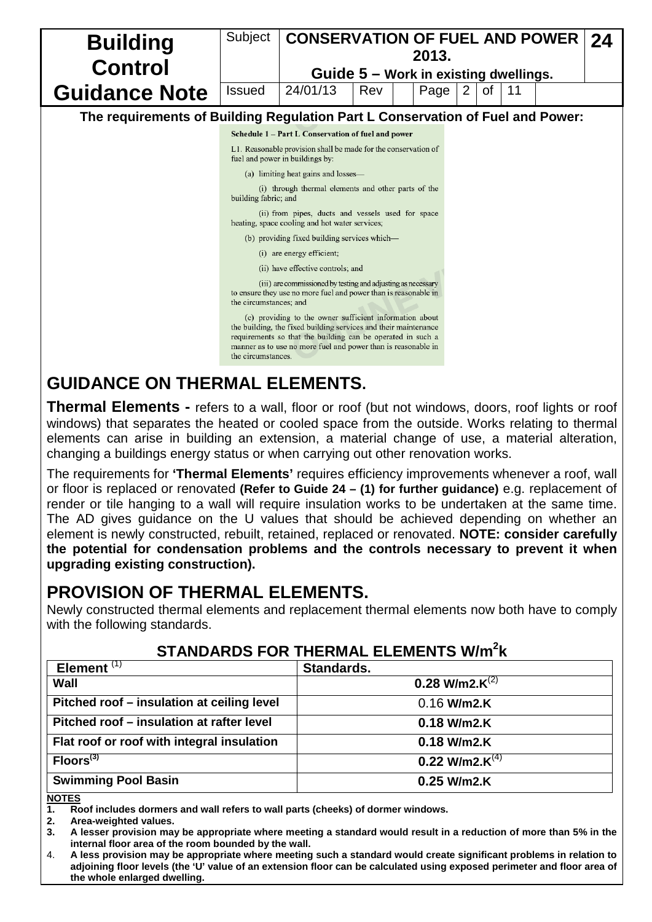The requirements of Building Regulation Part L Conservation of Fuel and Power:

**Schedule 1 – Part L Conservation of fuel and power**

L1. Reasonable provision shall be made for the conservation of fuel and power in buildings by:

(a) limiting heat gains and losses—

(i) through thermal elements and other parts of the building fabric; and

(ii) from pipes, ducts and vessels used for space heating, space cooling and hot water services;

(b) providing fixed building services which—

(i) are energy efficient;

(ii) have effective controls; and

(iii) are commissioned by testing and adjusting as necessary to ensure they use no more fuel and power than is reasonable in the circumstances; and

(c) providing to the owner sufficient information about the building, the fixed building services and their maintenance requirements so that the building can be operated in such a manner as to use no more fuel and power than is reasonable in the circumstances.

## GUIDANCE ON THERMAL ELEMENTS.

**Thermal Elements -** refers to a wall, floor or roof (but not windows, doors, roof lights or roof windows) that separates the heated or cooled space from the outside. Works relating to thermal elements can arise in building an extension, a material change of use, a material alteration, changing a buildings energy status or when carrying out other renovation works.

The requirements for **'Thermal Elements'** requires efficiency improvements whenever a roof, wall or floor is replaced or renovated **(Refer to Guide 24 – (1) for further guidance)** e.g. replacement of render or tile hanging to a wall will require insulation works to be undertaken at the same time. The AD gives guidance on the U values that should be achieved depending on whether an element is newly constructed, rebuilt, retained, replaced or renovated. **NOTE: consider carefully the potential for condensation problems and the controls necessary to prevent it when upgrading existing construction).**

## PROVISION OF THERMAL ELEMENTS.

Newly constructed thermal elements and replacement thermal elements now both have to comply with the following standards.

### STANDARDS FOR THERMAL ELEMENTS W/m²k

| Element (1) | Standards. |
|---|---|
| **Wall** | **0.28 W/m2.K(2)** |
| **Pitched roof – insulation at ceiling level** | 0.16 **W/m2.K** |
| **Pitched roof – insulation at rafter level** | **0.18 W/m2.K** |
| **Flat roof or roof with integral insulation** | **0.18 W/m2.K** |
| **Floors(3)** | **0.22 W/m2.K(4)** |
| **Swimming Pool Basin** | **0.25 W/m2.K** |

**NOTES**

1. **Roof includes dormers and wall refers to wall parts (cheeks) of dormer windows.**
2. **Area-weighted values.**
3. **A lesser provision may be appropriate where meeting a standard would result in a reduction of more than 5% in the internal floor area of the room bounded by the wall.**
4. **A less provision may be appropriate where meeting such a standard would create significant problems in relation to adjoining floor levels (the 'U' value of an extension floor can be calculated using exposed perimeter and floor area of the whole enlarged dwelling.**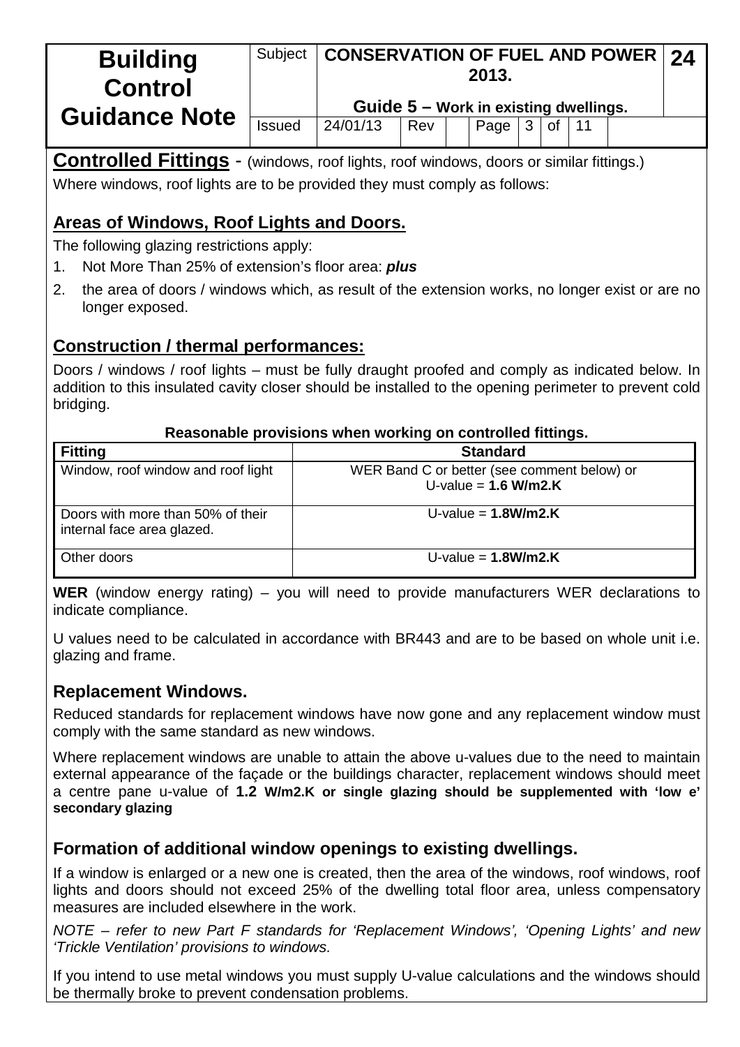## Controlled Fittings - (windows, roof lights, roof windows, doors or similar fittings.)

Where windows, roof lights are to be provided they must comply as follows:

### Areas of Windows, Roof Lights and Doors.

The following glazing restrictions apply:

1. Not More Than 25% of extension's floor area: ***plus***
2. the area of doors / windows which, as result of the extension works, no longer exist or are no longer exposed.

### Construction / thermal performances:

Doors / windows / roof lights – must be fully draught proofed and comply as indicated below. In addition to this insulated cavity closer should be installed to the opening perimeter to prevent cold bridging.

**Reasonable provisions when working on controlled fittings.**

| Fitting | Standard |
|---|---|
| Window, roof window and roof light | WER Band C or better (see comment below) or U-value = **1.6 W/m2.K** |
| Doors with more than 50% of their internal face area glazed. | U-value = **1.8W/m2.K** |
| Other doors | U-value = **1.8W/m2.K** |

**WER** (window energy rating) – you will need to provide manufacturers WER declarations to indicate compliance.

U values need to be calculated in accordance with BR443 and are to be based on whole unit i.e. glazing and frame.

### Replacement Windows.

Reduced standards for replacement windows have now gone and any replacement window must comply with the same standard as new windows.

Where replacement windows are unable to attain the above u-values due to the need to maintain external appearance of the façade or the buildings character, replacement windows should meet a centre pane u-value of **1.2 W/m2.K or single glazing should be supplemented with 'low e' secondary glazing**

### Formation of additional window openings to existing dwellings.

If a window is enlarged or a new one is created, then the area of the windows, roof windows, roof lights and doors should not exceed 25% of the dwelling total floor area, unless compensatory measures are included elsewhere in the work.

*NOTE – refer to new Part F standards for 'Replacement Windows', 'Opening Lights' and new 'Trickle Ventilation' provisions to windows.*

If you intend to use metal windows you must supply U-value calculations and the windows should be thermally broke to prevent condensation problems.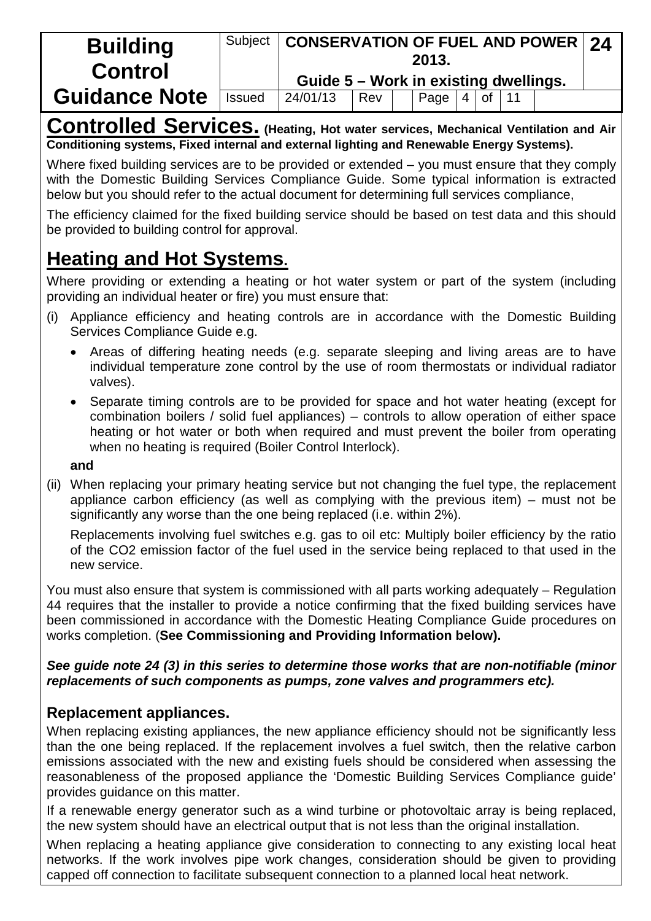# Controlled Services. **(Heating, Hot water services, Mechanical Ventilation and Air Conditioning systems, Fixed internal and external lighting and Renewable Energy Systems).**

Where fixed building services are to be provided or extended – you must ensure that they comply with the Domestic Building Services Compliance Guide. Some typical information is extracted below but you should refer to the actual document for determining full services compliance,

The efficiency claimed for the fixed building service should be based on test data and this should be provided to building control for approval.

# Heating and Hot Systems.

Where providing or extending a heating or hot water system or part of the system (including providing an individual heater or fire) you must ensure that:

(i) Appliance efficiency and heating controls are in accordance with the Domestic Building Services Compliance Guide e.g.

- Areas of differing heating needs (e.g. separate sleeping and living areas are to have individual temperature zone control by the use of room thermostats or individual radiator valves).
- Separate timing controls are to be provided for space and hot water heating (except for combination boilers / solid fuel appliances) – controls to allow operation of either space heating or hot water or both when required and must prevent the boiler from operating when no heating is required (Boiler Control Interlock).

**and**

(ii) When replacing your primary heating service but not changing the fuel type, the replacement appliance carbon efficiency (as well as complying with the previous item) – must not be significantly any worse than the one being replaced (i.e. within 2%).

Replacements involving fuel switches e.g. gas to oil etc: Multiply boiler efficiency by the ratio of the $CO_2$ emission factor of the fuel used in the service being replaced to that used in the new service.

You must also ensure that system is commissioned with all parts working adequately – Regulation 44 requires that the installer to provide a notice confirming that the fixed building services have been commissioned in accordance with the Domestic Heating Compliance Guide procedures on works completion. (**See Commissioning and Providing Information below).**

***See guide note 24 (3) in this series to determine those works that are non-notifiable (minor replacements of such components as pumps, zone valves and programmers etc).***

## Replacement appliances.

When replacing existing appliances, the new appliance efficiency should not be significantly less than the one being replaced. If the replacement involves a fuel switch, then the relative carbon emissions associated with the new and existing fuels should be considered when assessing the reasonableness of the proposed appliance the 'Domestic Building Services Compliance guide' provides guidance on this matter.

If a renewable energy generator such as a wind turbine or photovoltaic array is being replaced, the new system should have an electrical output that is not less than the original installation.

When replacing a heating appliance give consideration to connecting to any existing local heat networks. If the work involves pipe work changes, consideration should be given to providing capped off connection to facilitate subsequent connection to a planned local heat network.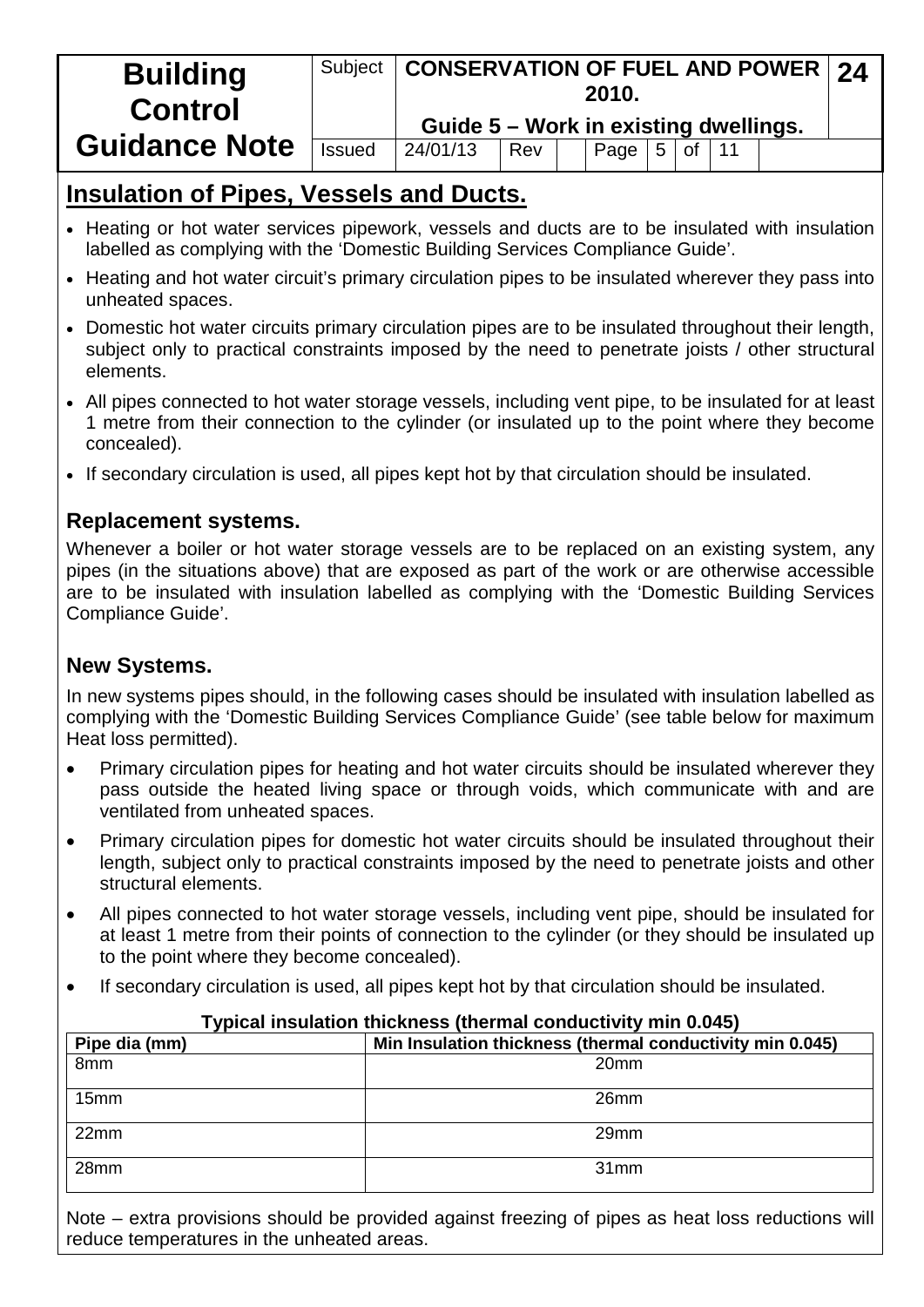## Insulation of Pipes, Vessels and Ducts.

- Heating or hot water services pipework, vessels and ducts are to be insulated with insulation labelled as complying with the 'Domestic Building Services Compliance Guide'.
- Heating and hot water circuit's primary circulation pipes to be insulated wherever they pass into unheated spaces.
- Domestic hot water circuits primary circulation pipes are to be insulated throughout their length, subject only to practical constraints imposed by the need to penetrate joists / other structural elements.
- All pipes connected to hot water storage vessels, including vent pipe, to be insulated for at least 1 metre from their connection to the cylinder (or insulated up to the point where they become concealed).
- If secondary circulation is used, all pipes kept hot by that circulation should be insulated.

### Replacement systems.

Whenever a boiler or hot water storage vessels are to be replaced on an existing system, any pipes (in the situations above) that are exposed as part of the work or are otherwise accessible are to be insulated with insulation labelled as complying with the 'Domestic Building Services Compliance Guide'.

### New Systems.

In new systems pipes should, in the following cases should be insulated with insulation labelled as complying with the 'Domestic Building Services Compliance Guide' (see table below for maximum Heat loss permitted).

- Primary circulation pipes for heating and hot water circuits should be insulated wherever they pass outside the heated living space or through voids, which communicate with and are ventilated from unheated spaces.
- Primary circulation pipes for domestic hot water circuits should be insulated throughout their length, subject only to practical constraints imposed by the need to penetrate joists and other structural elements.
- All pipes connected to hot water storage vessels, including vent pipe, should be insulated for at least 1 metre from their points of connection to the cylinder (or they should be insulated up to the point where they become concealed).
- If secondary circulation is used, all pipes kept hot by that circulation should be insulated.

**Typical insulation thickness (thermal conductivity min 0.045)**

| Pipe dia (mm) | Min Insulation thickness (thermal conductivity min 0.045) |
|---|---|
| 8mm | 20mm |
| 15mm | 26mm |
| 22mm | 29mm |
| 28mm | 31mm |

Note – extra provisions should be provided against freezing of pipes as heat loss reductions will reduce temperatures in the unheated areas.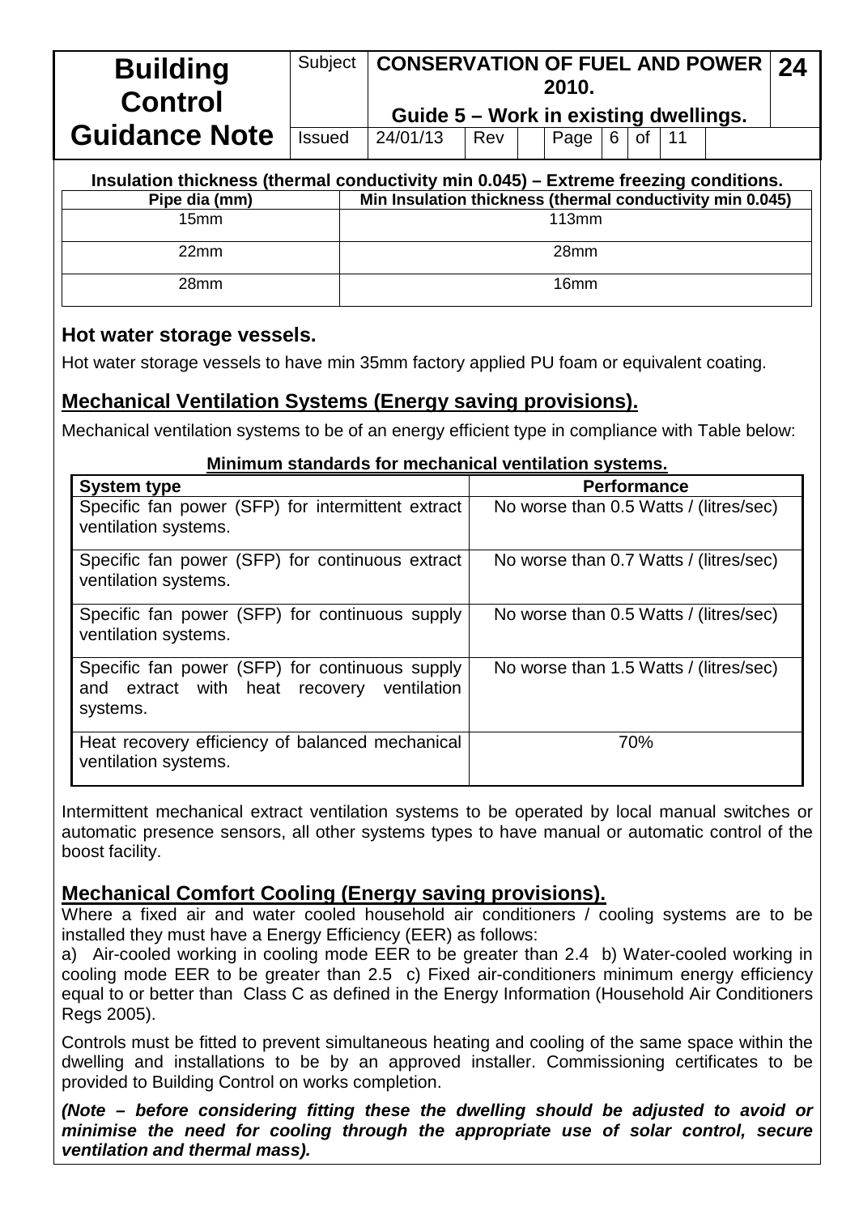**Insulation thickness (thermal conductivity min 0.045) – Extreme freezing conditions.**

| Pipe dia (mm) | Min Insulation thickness (thermal conductivity min 0.045) |
|---|---|
| 15mm | 113mm |
| 22mm | 28mm |
| 28mm | 16mm |

## Hot water storage vessels.

Hot water storage vessels to have min 35mm factory applied PU foam or equivalent coating.

## Mechanical Ventilation Systems (Energy saving provisions).

Mechanical ventilation systems to be of an energy efficient type in compliance with Table below:

**Minimum standards for mechanical ventilation systems.**

| System type | Performance |
|---|---|
| Specific fan power (SFP) for intermittent extract ventilation systems. | No worse than 0.5 Watts / (litres/sec) |
| Specific fan power (SFP) for continuous extract ventilation systems. | No worse than 0.7 Watts / (litres/sec) |
| Specific fan power (SFP) for continuous supply ventilation systems. | No worse than 0.5 Watts / (litres/sec) |
| Specific fan power (SFP) for continuous supply and extract with heat recovery ventilation systems. | No worse than 1.5 Watts / (litres/sec) |
| Heat recovery efficiency of balanced mechanical ventilation systems. | 70% |

Intermittent mechanical extract ventilation systems to be operated by local manual switches or automatic presence sensors, all other systems types to have manual or automatic control of the boost facility.

## Mechanical Comfort Cooling (Energy saving provisions).

Where a fixed air and water cooled household air conditioners / cooling systems are to be installed they must have a Energy Efficiency (EER) as follows:

a) Air-cooled working in cooling mode EER to be greater than 2.4 b) Water-cooled working in cooling mode EER to be greater than 2.5 c) Fixed air-conditioners minimum energy efficiency equal to or better than Class C as defined in the Energy Information (Household Air Conditioners Regs 2005).

Controls must be fitted to prevent simultaneous heating and cooling of the same space within the dwelling and installations to be by an approved installer. Commissioning certificates to be provided to Building Control on works completion.

***(Note – before considering fitting these the dwelling should be adjusted to avoid or minimise the need for cooling through the appropriate use of solar control, secure ventilation and thermal mass).***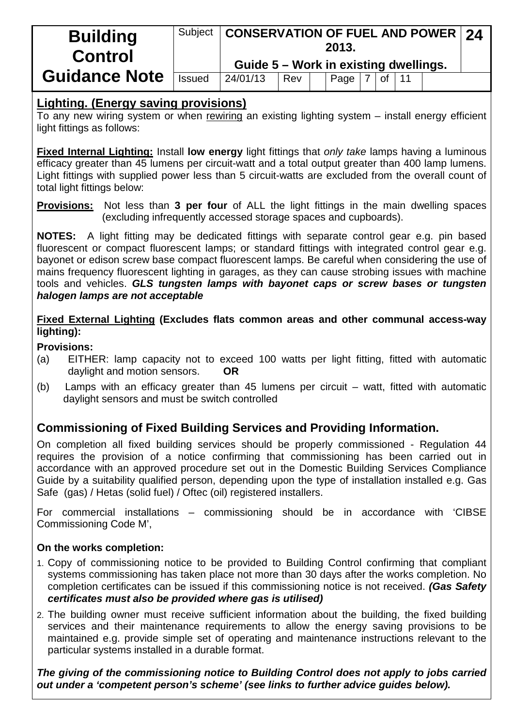## Lighting. (Energy saving provisions)

To any new wiring system or when rewiring an existing lighting system – install energy efficient light fittings as follows:

**Fixed Internal Lighting:** Install **low energy** light fittings that *only take* lamps having a luminous efficacy greater than 45 lumens per circuit-watt and a total output greater than 400 lamp lumens. Light fittings with supplied power less than 5 circuit-watts are excluded from the overall count of total light fittings below:

**Provisions:** Not less than **3 per four** of ALL the light fittings in the main dwelling spaces (excluding infrequently accessed storage spaces and cupboards).

**NOTES:** A light fitting may be dedicated fittings with separate control gear e.g. pin based fluorescent or compact fluorescent lamps; or standard fittings with integrated control gear e.g. bayonet or edison screw base compact fluorescent lamps. Be careful when considering the use of mains frequency fluorescent lighting in garages, as they can cause strobing issues with machine tools and vehicles. ***GLS tungsten lamps with bayonet caps or screw bases or tungsten halogen lamps are not acceptable***

**Fixed External Lighting (Excludes flats common areas and other communal access-way lighting):**

**Provisions:**

(a) EITHER: lamp capacity not to exceed 100 watts per light fitting, fitted with automatic daylight and motion sensors. **OR**

(b) Lamps with an efficacy greater than 45 lumens per circuit – watt, fitted with automatic daylight sensors and must be switch controlled

## Commissioning of Fixed Building Services and Providing Information.

On completion all fixed building services should be properly commissioned - Regulation 44 requires the provision of a notice confirming that commissioning has been carried out in accordance with an approved procedure set out in the Domestic Building Services Compliance Guide by a suitability qualified person, depending upon the type of installation installed e.g. Gas Safe (gas) / Hetas (solid fuel) / Oftec (oil) registered installers.

For commercial installations – commissioning should be in accordance with 'CIBSE Commissioning Code M',

**On the works completion:**

1. Copy of commissioning notice to be provided to Building Control confirming that compliant systems commissioning has taken place not more than 30 days after the works completion. No completion certificates can be issued if this commissioning notice is not received. ***(Gas Safety certificates must also be provided where gas is utilised)***
2. The building owner must receive sufficient information about the building, the fixed building services and their maintenance requirements to allow the energy saving provisions to be maintained e.g. provide simple set of operating and maintenance instructions relevant to the particular systems installed in a durable format.

***The giving of the commissioning notice to Building Control does not apply to jobs carried out under a 'competent person's scheme' (see links to further advice guides below).***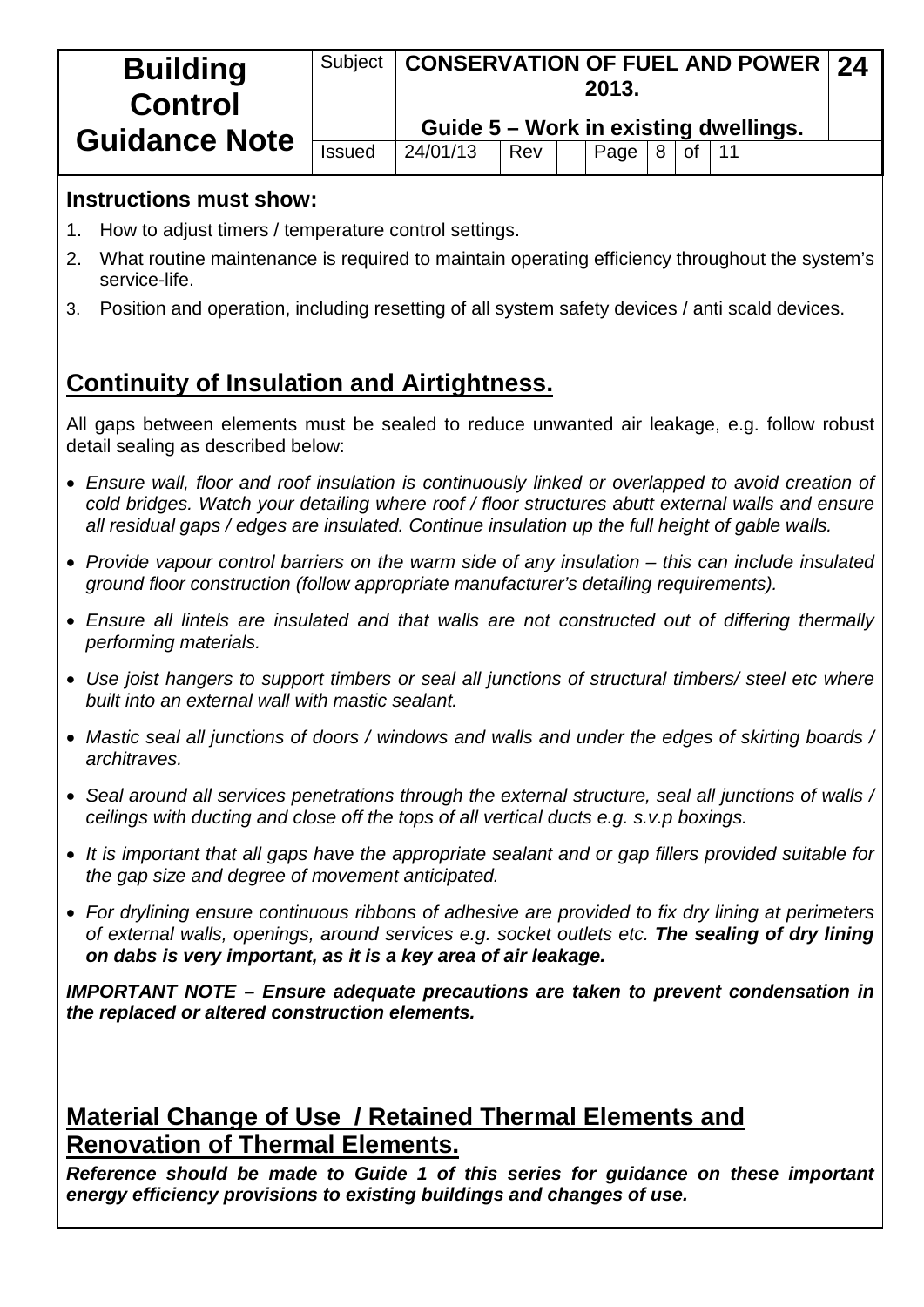**Instructions must show:**

1. How to adjust timers / temperature control settings.
2. What routine maintenance is required to maintain operating efficiency throughout the system's service-life.
3. Position and operation, including resetting of all system safety devices / anti scald devices.

## Continuity of Insulation and Airtightness.

All gaps between elements must be sealed to reduce unwanted air leakage, e.g. follow robust detail sealing as described below:

- *Ensure wall, floor and roof insulation is continuously linked or overlapped to avoid creation of cold bridges. Watch your detailing where roof / floor structures abutt external walls and ensure all residual gaps / edges are insulated. Continue insulation up the full height of gable walls.*
- *Provide vapour control barriers on the warm side of any insulation – this can include insulated ground floor construction (follow appropriate manufacturer's detailing requirements).*
- *Ensure all lintels are insulated and that walls are not constructed out of differing thermally performing materials.*
- *Use joist hangers to support timbers or seal all junctions of structural timbers/ steel etc where built into an external wall with mastic sealant.*
- *Mastic seal all junctions of doors / windows and walls and under the edges of skirting boards / architraves.*
- *Seal around all services penetrations through the external structure, seal all junctions of walls / ceilings with ducting and close off the tops of all vertical ducts e.g. s.v.p boxings.*
- *It is important that all gaps have the appropriate sealant and or gap fillers provided suitable for the gap size and degree of movement anticipated.*
- *For drylining ensure continuous ribbons of adhesive are provided to fix dry lining at perimeters of external walls, openings, around services e.g. socket outlets etc.* ***The sealing of dry lining on dabs is very important, as it is a key area of air leakage.***

***IMPORTANT NOTE – Ensure adequate precautions are taken to prevent condensation in the replaced or altered construction elements.***

## Material Change of Use / Retained Thermal Elements and Renovation of Thermal Elements.

***Reference should be made to Guide 1 of this series for guidance on these important energy efficiency provisions to existing buildings and changes of use.***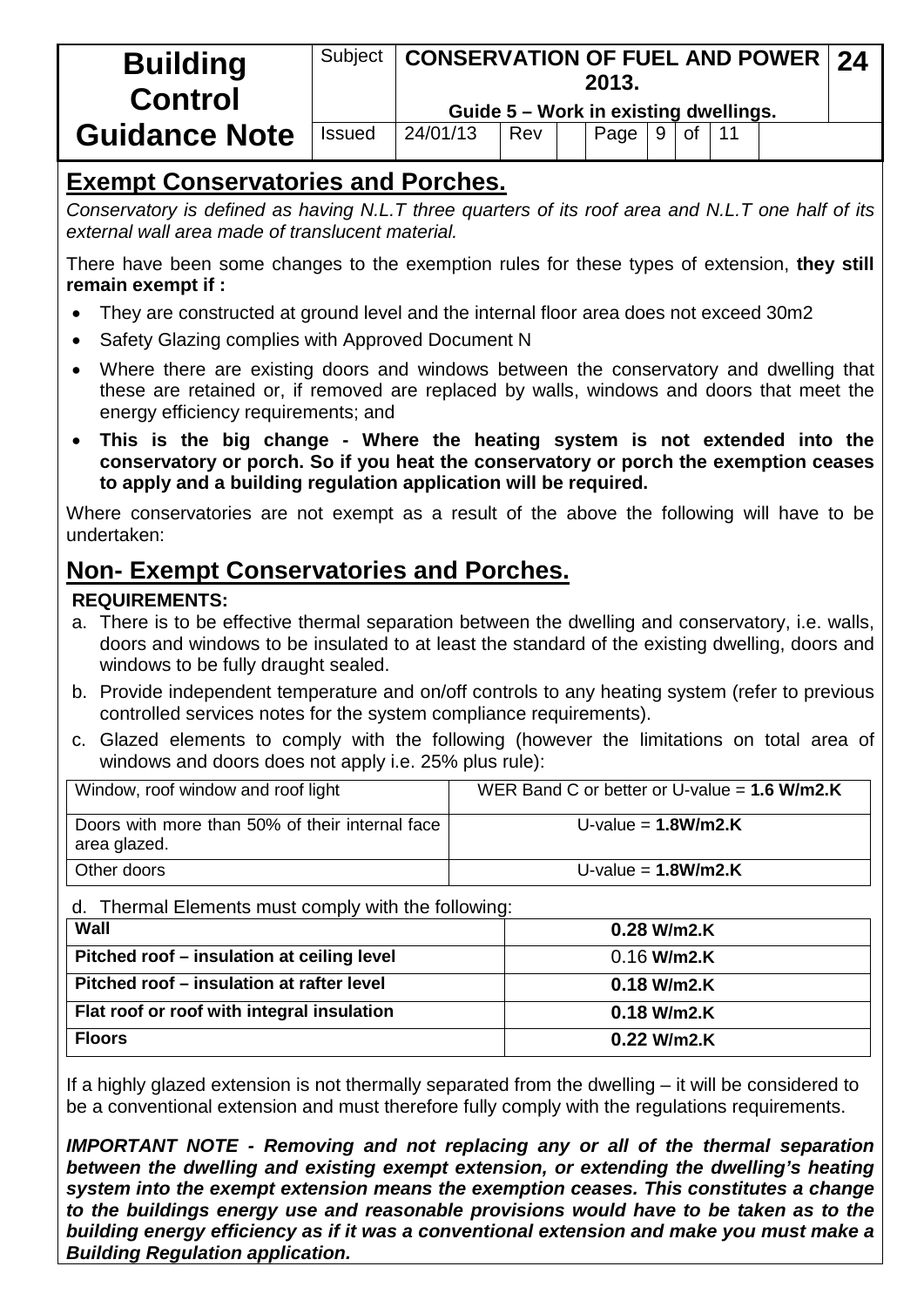## Exempt Conservatories and Porches.

*Conservatory is defined as having N.L.T three quarters of its roof area and N.L.T one half of its external wall area made of translucent material.*

There have been some changes to the exemption rules for these types of extension, **they still remain exempt if :**

- They are constructed at ground level and the internal floor area does not exceed 30m2
- Safety Glazing complies with Approved Document N
- Where there are existing doors and windows between the conservatory and dwelling that these are retained or, if removed are replaced by walls, windows and doors that meet the energy efficiency requirements; and
- **This is the big change - Where the heating system is not extended into the conservatory or porch. So if you heat the conservatory or porch the exemption ceases to apply and a building regulation application will be required.**

Where conservatories are not exempt as a result of the above the following will have to be undertaken:

## Non- Exempt Conservatories and Porches.

**REQUIREMENTS:**

a. There is to be effective thermal separation between the dwelling and conservatory, i.e. walls, doors and windows to be insulated to at least the standard of the existing dwelling, doors and windows to be fully draught sealed.

b. Provide independent temperature and on/off controls to any heating system (refer to previous controlled services notes for the system compliance requirements).

c. Glazed elements to comply with the following (however the limitations on total area of windows and doors does not apply i.e. 25% plus rule):

| Window, roof window and roof light | WER Band C or better or U-value = **1.6 W/m2.K** |
|---|---|
| Doors with more than 50% of their internal face area glazed. | U-value = **1.8W/m2.K** |
| Other doors | U-value = **1.8W/m2.K** |

d. Thermal Elements must comply with the following:

| **Wall** | **0.28 W/m2.K** |
|---|---|
| **Pitched roof – insulation at ceiling level** | 0.16 **W/m2.K** |
| **Pitched roof – insulation at rafter level** | **0.18 W/m2.K** |
| **Flat roof or roof with integral insulation** | **0.18 W/m2.K** |
| **Floors** | **0.22 W/m2.K** |

If a highly glazed extension is not thermally separated from the dwelling – it will be considered to be a conventional extension and must therefore fully comply with the regulations requirements.

***IMPORTANT NOTE - Removing and not replacing any or all of the thermal separation between the dwelling and existing exempt extension, or extending the dwelling's heating system into the exempt extension means the exemption ceases. This constitutes a change to the buildings energy use and reasonable provisions would have to be taken as to the building energy efficiency as if it was a conventional extension and make you must make a Building Regulation application.***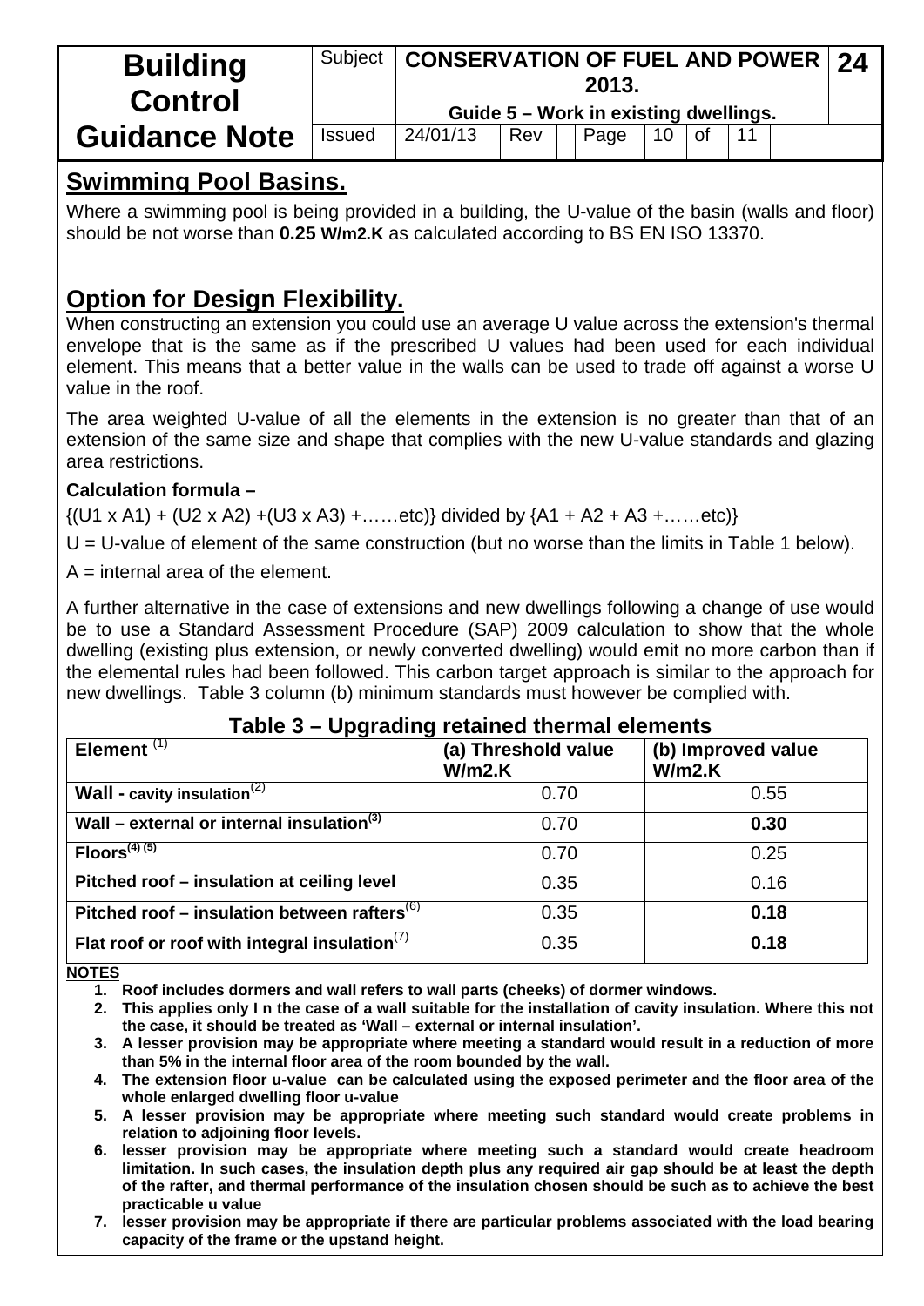## Swimming Pool Basins.

Where a swimming pool is being provided in a building, the U-value of the basin (walls and floor) should be not worse than **0.25 W/m2.K** as calculated according to BS EN ISO 13370.

## Option for Design Flexibility.

When constructing an extension you could use an average U value across the extension's thermal envelope that is the same as if the prescribed U values had been used for each individual element. This means that a better value in the walls can be used to trade off against a worse U value in the roof.

The area weighted U-value of all the elements in the extension is no greater than that of an extension of the same size and shape that complies with the new U-value standards and glazing area restrictions.

**Calculation formula –**

{(U1 x A1) + (U2 x A2) +(U3 x A3) +……etc)} divided by {A1 + A2 + A3 +……etc)}

U = U-value of element of the same construction (but no worse than the limits in Table 1 below).

A = internal area of the element.

A further alternative in the case of extensions and new dwellings following a change of use would be to use a Standard Assessment Procedure (SAP) 2009 calculation to show that the whole dwelling (existing plus extension, or newly converted dwelling) would emit no more carbon than if the elemental rules had been followed. This carbon target approach is similar to the approach for new dwellings. Table 3 column (b) minimum standards must however be complied with.

### Table 3 – Upgrading retained thermal elements

| Element [1] | (a) Threshold value W/m2.K | (b) Improved value W/m2.K |
|---|---|---|
| **Wall - cavity insulation** [2] | 0.70 | 0.55 |
| **Wall – external or internal insulation** [3] | 0.70 | **0.30** |
| **Floors** [4] [5] | 0.70 | 0.25 |
| **Pitched roof – insulation at ceiling level** | 0.35 | 0.16 |
| **Pitched roof – insulation between rafters** [6] | 0.35 | **0.18** |
| **Flat roof or roof with integral insulation** [7] | 0.35 | **0.18** |

**NOTES**

1. **Roof includes dormers and wall refers to wall parts (cheeks) of dormer windows.**
2. **This applies only I n the case of a wall suitable for the installation of cavity insulation. Where this not the case, it should be treated as 'Wall – external or internal insulation'.**
3. **A lesser provision may be appropriate where meeting a standard would result in a reduction of more than 5% in the internal floor area of the room bounded by the wall.**
4. **The extension floor u-value can be calculated using the exposed perimeter and the floor area of the whole enlarged dwelling floor u-value**
5. **A lesser provision may be appropriate where meeting such standard would create problems in relation to adjoining floor levels.**
6. **lesser provision may be appropriate where meeting such a standard would create headroom limitation. In such cases, the insulation depth plus any required air gap should be at least the depth of the rafter, and thermal performance of the insulation chosen should be such as to achieve the best practicable u value**
7. **lesser provision may be appropriate if there are particular problems associated with the load bearing capacity of the frame or the upstand height.**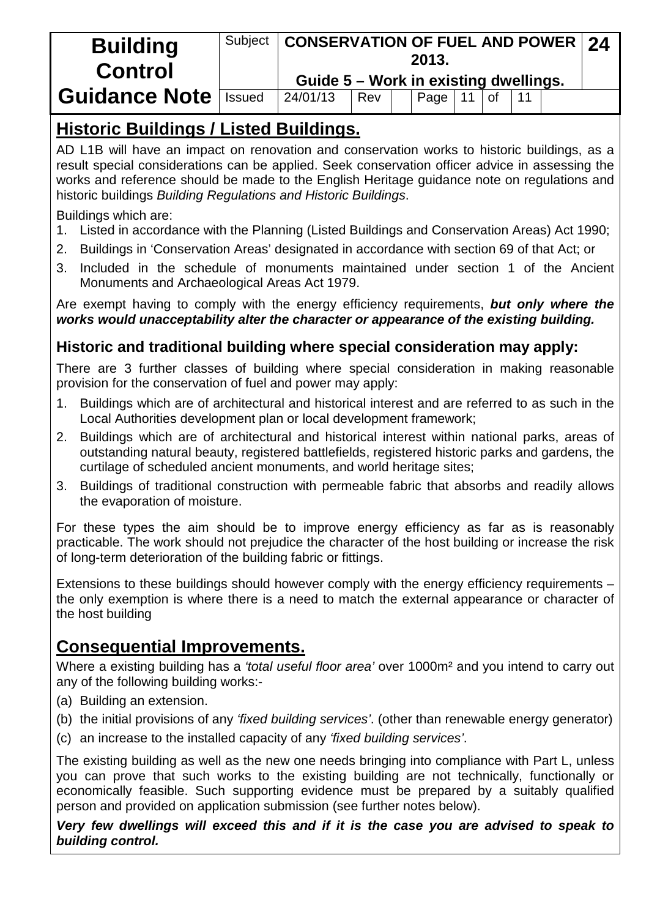## Historic Buildings / Listed Buildings.

AD L1B will have an impact on renovation and conservation works to historic buildings, as a result special considerations can be applied. Seek conservation officer advice in assessing the works and reference should be made to the English Heritage guidance note on regulations and historic buildings *Building Regulations and Historic Buildings*.

Buildings which are:

1. Listed in accordance with the Planning (Listed Buildings and Conservation Areas) Act 1990;
2. Buildings in 'Conservation Areas' designated in accordance with section 69 of that Act; or
3. Included in the schedule of monuments maintained under section 1 of the Ancient Monuments and Archaeological Areas Act 1979.

Are exempt having to comply with the energy efficiency requirements, ***but only where the works would unacceptability alter the character or appearance of the existing building.***

### Historic and traditional building where special consideration may apply:

There are 3 further classes of building where special consideration in making reasonable provision for the conservation of fuel and power may apply:

1. Buildings which are of architectural and historical interest and are referred to as such in the Local Authorities development plan or local development framework;
2. Buildings which are of architectural and historical interest within national parks, areas of outstanding natural beauty, registered battlefields, registered historic parks and gardens, the curtilage of scheduled ancient monuments, and world heritage sites;
3. Buildings of traditional construction with permeable fabric that absorbs and readily allows the evaporation of moisture.

For these types the aim should be to improve energy efficiency as far as is reasonably practicable. The work should not prejudice the character of the host building or increase the risk of long-term deterioration of the building fabric or fittings.

Extensions to these buildings should however comply with the energy efficiency requirements – the only exemption is where there is a need to match the external appearance or character of the host building

## Consequential Improvements.

Where a existing building has a *'total useful floor area'* over 1000m² and you intend to carry out any of the following building works:-

(a) Building an extension.

(b) the initial provisions of any *'fixed building services'*. (other than renewable energy generator)

(c) an increase to the installed capacity of any *'fixed building services'*.

The existing building as well as the new one needs bringing into compliance with Part L, unless you can prove that such works to the existing building are not technically, functionally or economically feasible. Such supporting evidence must be prepared by a suitably qualified person and provided on application submission (see further notes below).

***Very few dwellings will exceed this and if it is the case you are advised to speak to building control.***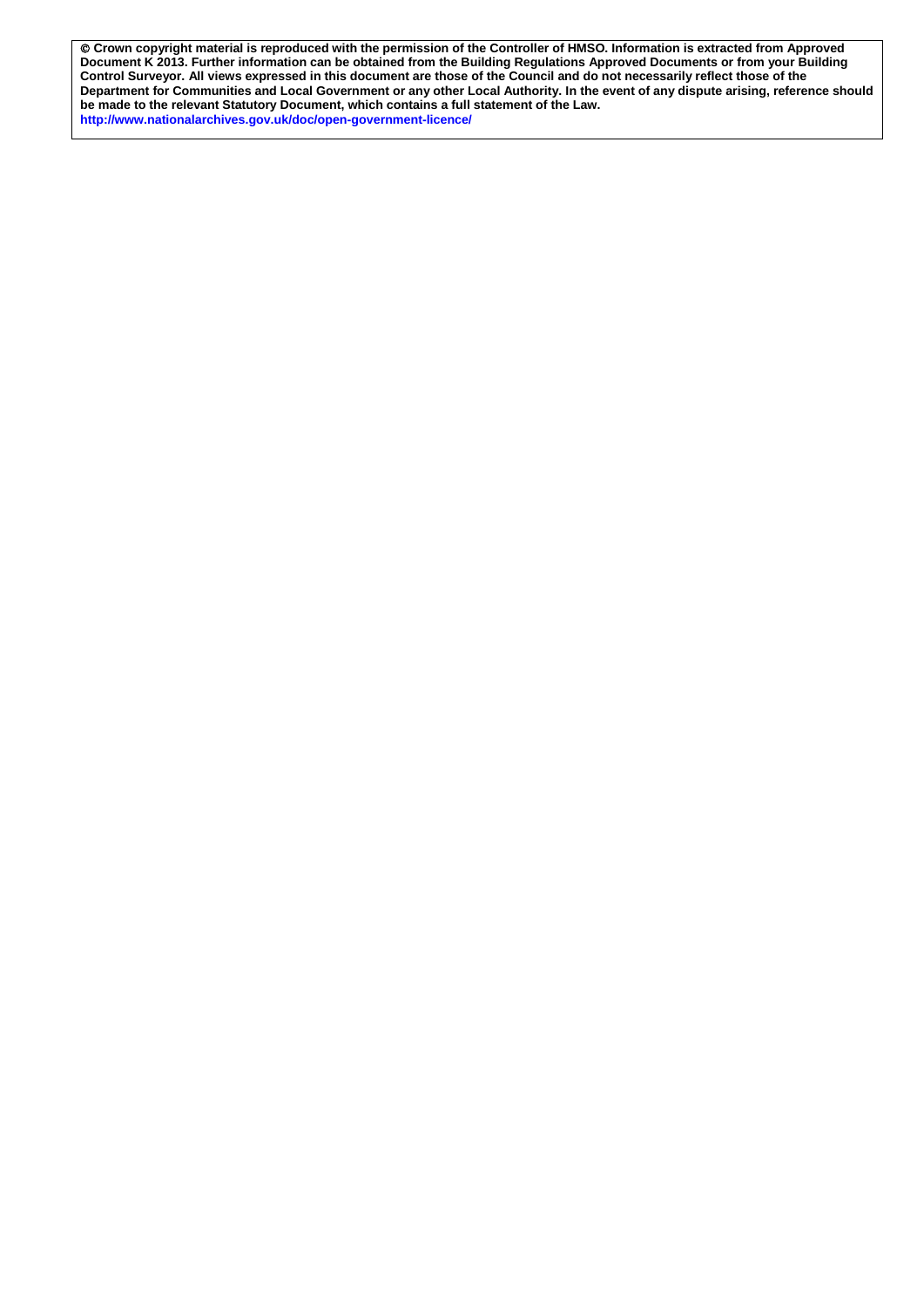**© Crown copyright material is reproduced with the permission of the Controller of HMSO. Information is extracted from Approved Document K 2013. Further information can be obtained from the Building Regulations Approved Documents or from your Building Control Surveyor. All views expressed in this document are those of the Council and do not necessarily reflect those of the Department for Communities and Local Government or any other Local Authority. In the event of any dispute arising, reference should be made to the relevant Statutory Document, which contains a full statement of the Law.**
**http://www.nationalarchives.gov.uk/doc/open-government-licence/**